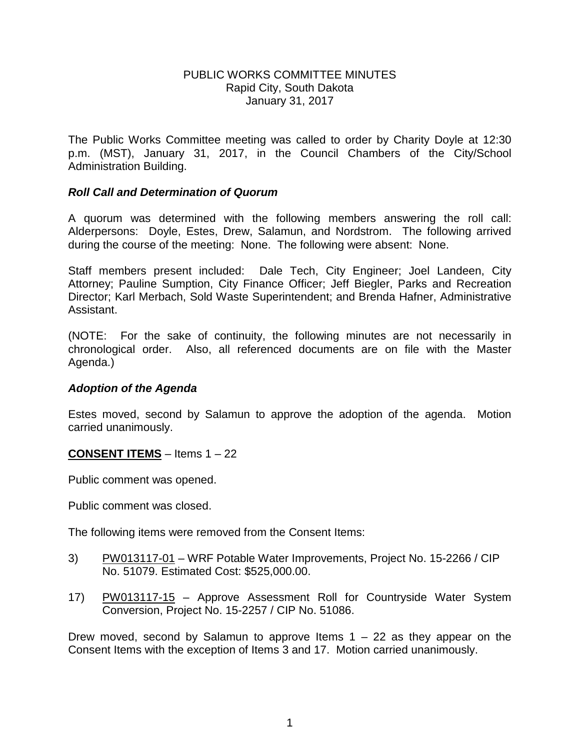PUBLIC WORKS COMMITTEE MINUTES
Rapid City, South Dakota
January 31, 2017

The Public Works Committee meeting was called to order by Charity Doyle at 12:30 p.m. (MST), January 31, 2017, in the Council Chambers of the City/School Administration Building.

***Roll Call and Determination of Quorum***

A quorum was determined with the following members answering the roll call: Alderpersons: Doyle, Estes, Drew, Salamun, and Nordstrom. The following arrived during the course of the meeting: None. The following were absent: None.

Staff members present included: Dale Tech, City Engineer; Joel Landeen, City Attorney; Pauline Sumption, City Finance Officer; Jeff Biegler, Parks and Recreation Director; Karl Merbach, Sold Waste Superintendent; and Brenda Hafner, Administrative Assistant.

(NOTE: For the sake of continuity, the following minutes are not necessarily in chronological order. Also, all referenced documents are on file with the Master Agenda.)

***Adoption of the Agenda***

Estes moved, second by Salamun to approve the adoption of the agenda. Motion carried unanimously.

**CONSENT ITEMS** – Items 1 – 22

Public comment was opened.

Public comment was closed.

The following items were removed from the Consent Items:

3) PW013117-01 – WRF Potable Water Improvements, Project No. 15-2266 / CIP No. 51079. Estimated Cost: $525,000.00.

17) PW013117-15 – Approve Assessment Roll for Countryside Water System Conversion, Project No. 15-2257 / CIP No. 51086.

Drew moved, second by Salamun to approve Items 1 – 22 as they appear on the Consent Items with the exception of Items 3 and 17. Motion carried unanimously.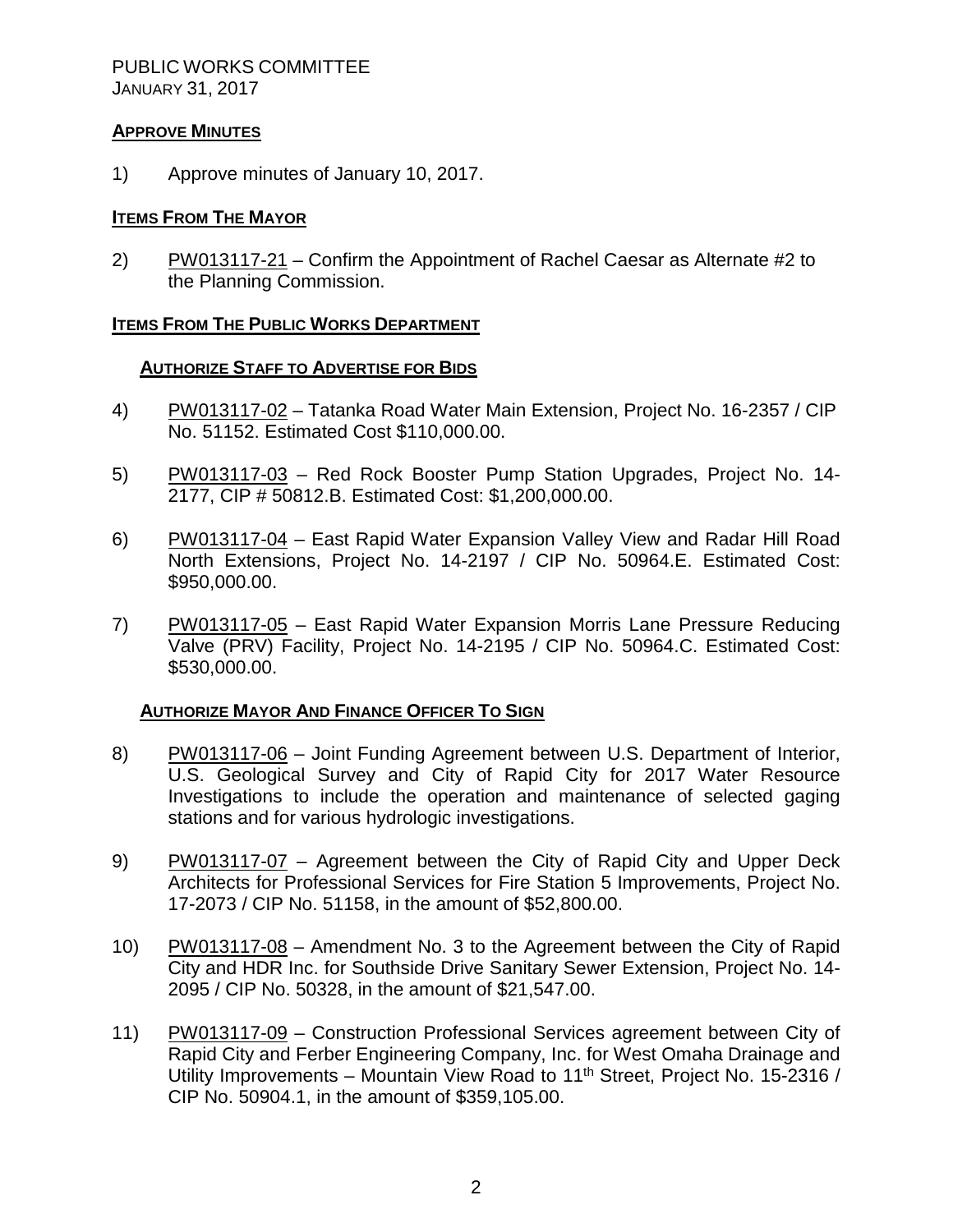PUBLIC WORKS COMMITTEE
JANUARY 31, 2017

## APPROVE MINUTES

1) Approve minutes of January 10, 2017.

## ITEMS FROM THE MAYOR

2) PW013117-21 – Confirm the Appointment of Rachel Caesar as Alternate #2 to the Planning Commission.

## ITEMS FROM THE PUBLIC WORKS DEPARTMENT

### AUTHORIZE STAFF TO ADVERTISE FOR BIDS

4) PW013117-02 – Tatanka Road Water Main Extension, Project No. 16-2357 / CIP No. 51152. Estimated Cost $110,000.00.

5) PW013117-03 – Red Rock Booster Pump Station Upgrades, Project No. 14-2177, CIP # 50812.B. Estimated Cost: $1,200,000.00.

6) PW013117-04 – East Rapid Water Expansion Valley View and Radar Hill Road North Extensions, Project No. 14-2197 / CIP No. 50964.E. Estimated Cost: $950,000.00.

7) PW013117-05 – East Rapid Water Expansion Morris Lane Pressure Reducing Valve (PRV) Facility, Project No. 14-2195 / CIP No. 50964.C. Estimated Cost: $530,000.00.

### AUTHORIZE MAYOR AND FINANCE OFFICER TO SIGN

8) PW013117-06 – Joint Funding Agreement between U.S. Department of Interior, U.S. Geological Survey and City of Rapid City for 2017 Water Resource Investigations to include the operation and maintenance of selected gaging stations and for various hydrologic investigations.

9) PW013117-07 – Agreement between the City of Rapid City and Upper Deck Architects for Professional Services for Fire Station 5 Improvements, Project No. 17-2073 / CIP No. 51158, in the amount of $52,800.00.

10) PW013117-08 – Amendment No. 3 to the Agreement between the City of Rapid City and HDR Inc. for Southside Drive Sanitary Sewer Extension, Project No. 14-2095 / CIP No. 50328, in the amount of $21,547.00.

11) PW013117-09 – Construction Professional Services agreement between City of Rapid City and Ferber Engineering Company, Inc. for West Omaha Drainage and Utility Improvements – Mountain View Road to 11th Street, Project No. 15-2316 / CIP No. 50904.1, in the amount of $359,105.00.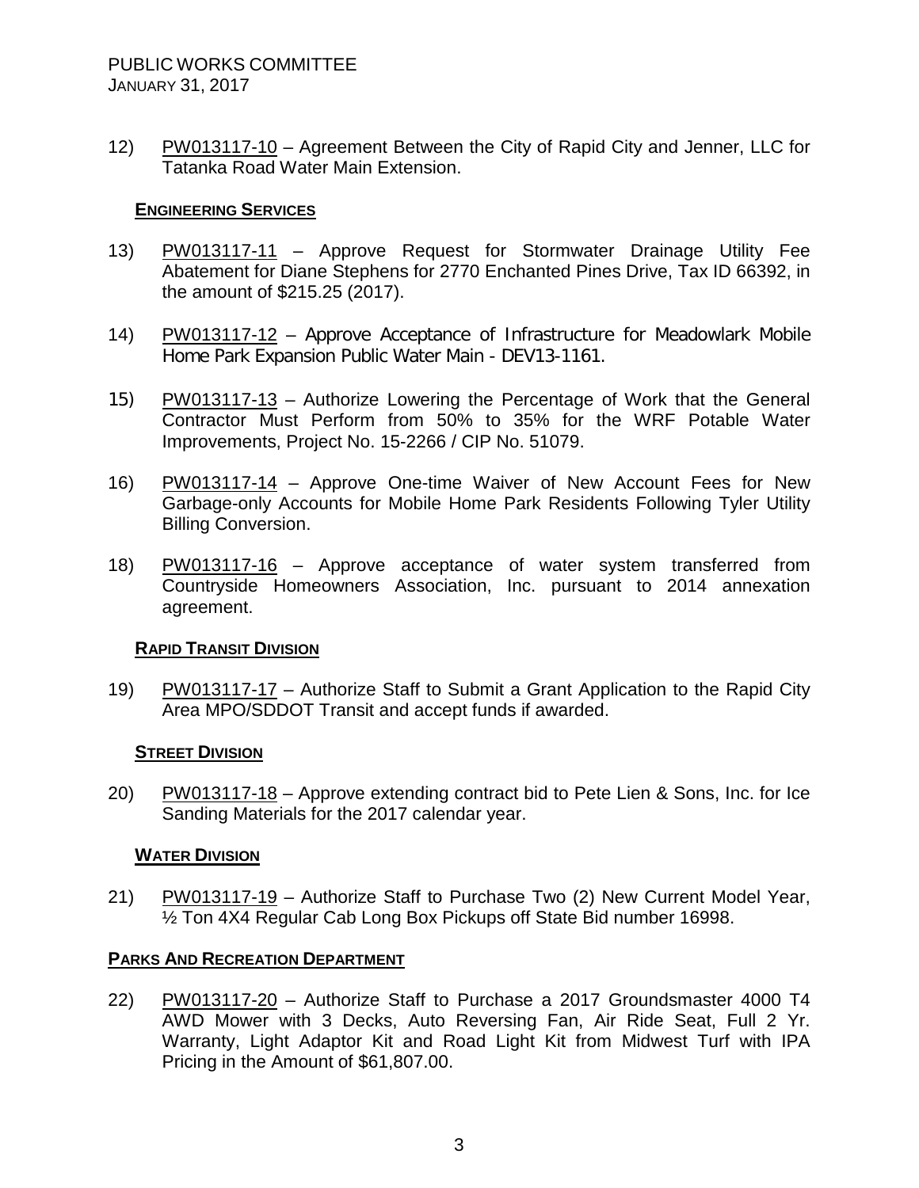12) PW013117-10 – Agreement Between the City of Rapid City and Jenner, LLC for Tatanka Road Water Main Extension.

**ENGINEERING SERVICES**

13) PW013117-11 – Approve Request for Stormwater Drainage Utility Fee Abatement for Diane Stephens for 2770 Enchanted Pines Drive, Tax ID 66392, in the amount of $215.25 (2017).

14) PW013117-12 – Approve Acceptance of Infrastructure for Meadowlark Mobile Home Park Expansion Public Water Main - DEV13-1161.

15) PW013117-13 – Authorize Lowering the Percentage of Work that the General Contractor Must Perform from 50% to 35% for the WRF Potable Water Improvements, Project No. 15-2266 / CIP No. 51079.

16) PW013117-14 – Approve One-time Waiver of New Account Fees for New Garbage-only Accounts for Mobile Home Park Residents Following Tyler Utility Billing Conversion.

18) PW013117-16 – Approve acceptance of water system transferred from Countryside Homeowners Association, Inc. pursuant to 2014 annexation agreement.

**RAPID TRANSIT DIVISION**

19) PW013117-17 – Authorize Staff to Submit a Grant Application to the Rapid City Area MPO/SDDOT Transit and accept funds if awarded.

**STREET DIVISION**

20) PW013117-18 – Approve extending contract bid to Pete Lien & Sons, Inc. for Ice Sanding Materials for the 2017 calendar year.

**WATER DIVISION**

21) PW013117-19 – Authorize Staff to Purchase Two (2) New Current Model Year, ½ Ton 4X4 Regular Cab Long Box Pickups off State Bid number 16998.

**PARKS AND RECREATION DEPARTMENT**

22) PW013117-20 – Authorize Staff to Purchase a 2017 Groundsmaster 4000 T4 AWD Mower with 3 Decks, Auto Reversing Fan, Air Ride Seat, Full 2 Yr. Warranty, Light Adaptor Kit and Road Light Kit from Midwest Turf with IPA Pricing in the Amount of $61,807.00.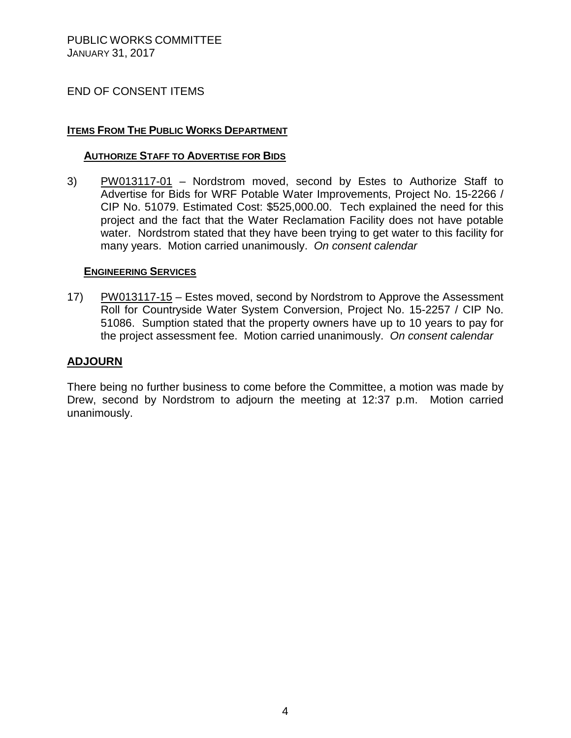END OF CONSENT ITEMS

**ITEMS FROM THE PUBLIC WORKS DEPARTMENT**

**AUTHORIZE STAFF TO ADVERTISE FOR BIDS**

3) PW013117-01 – Nordstrom moved, second by Estes to Authorize Staff to Advertise for Bids for WRF Potable Water Improvements, Project No. 15-2266 / CIP No. 51079. Estimated Cost: $525,000.00. Tech explained the need for this project and the fact that the Water Reclamation Facility does not have potable water. Nordstrom stated that they have been trying to get water to this facility for many years. Motion carried unanimously. *On consent calendar*

**ENGINEERING SERVICES**

17) PW013117-15 – Estes moved, second by Nordstrom to Approve the Assessment Roll for Countryside Water System Conversion, Project No. 15-2257 / CIP No. 51086. Sumption stated that the property owners have up to 10 years to pay for the project assessment fee. Motion carried unanimously. *On consent calendar*

## ADJOURN

There being no further business to come before the Committee, a motion was made by Drew, second by Nordstrom to adjourn the meeting at 12:37 p.m. Motion carried unanimously.